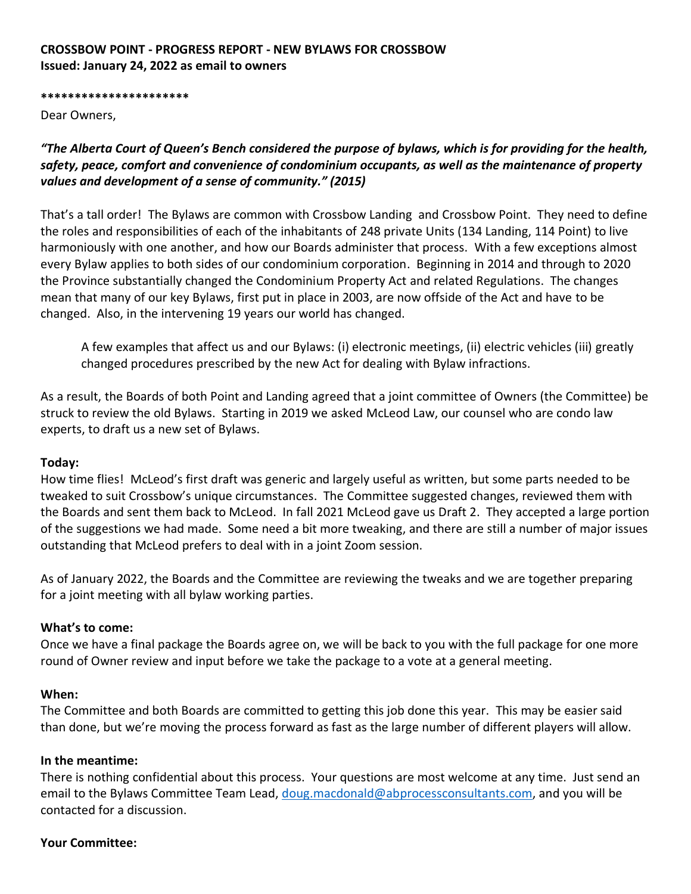**CROSSBOW POINT - PROGRESS REPORT - NEW BYLAWS FOR CROSSBOW**
**Issued: January 24, 2022 as email to owners**

*********************

Dear Owners,

***"The Alberta Court of Queen's Bench considered the purpose of bylaws, which is for providing for the health, safety, peace, comfort and convenience of condominium occupants, as well as the maintenance of property values and development of a sense of community." (2015)***

That's a tall order! The Bylaws are common with Crossbow Landing and Crossbow Point. They need to define the roles and responsibilities of each of the inhabitants of 248 private Units (134 Landing, 114 Point) to live harmoniously with one another, and how our Boards administer that process. With a few exceptions almost every Bylaw applies to both sides of our condominium corporation. Beginning in 2014 and through to 2020 the Province substantially changed the Condominium Property Act and related Regulations. The changes mean that many of our key Bylaws, first put in place in 2003, are now offside of the Act and have to be changed. Also, in the intervening 19 years our world has changed.

> A few examples that affect us and our Bylaws: (i) electronic meetings, (ii) electric vehicles (iii) greatly changed procedures prescribed by the new Act for dealing with Bylaw infractions.

As a result, the Boards of both Point and Landing agreed that a joint committee of Owners (the Committee) be struck to review the old Bylaws. Starting in 2019 we asked McLeod Law, our counsel who are condo law experts, to draft us a new set of Bylaws.

**Today:**

How time flies! McLeod's first draft was generic and largely useful as written, but some parts needed to be tweaked to suit Crossbow's unique circumstances. The Committee suggested changes, reviewed them with the Boards and sent them back to McLeod. In fall 2021 McLeod gave us Draft 2. They accepted a large portion of the suggestions we had made. Some need a bit more tweaking, and there are still a number of major issues outstanding that McLeod prefers to deal with in a joint Zoom session.

As of January 2022, the Boards and the Committee are reviewing the tweaks and we are together preparing for a joint meeting with all bylaw working parties.

**What's to come:**

Once we have a final package the Boards agree on, we will be back to you with the full package for one more round of Owner review and input before we take the package to a vote at a general meeting.

**When:**

The Committee and both Boards are committed to getting this job done this year. This may be easier said than done, but we're moving the process forward as fast as the large number of different players will allow.

**In the meantime:**

There is nothing confidential about this process. Your questions are most welcome at any time. Just send an email to the Bylaws Committee Team Lead, [doug.macdonald@abprocessconsultants.com](mailto:doug.macdonald@abprocessconsultants.com), and you will be contacted for a discussion.

**Your Committee:**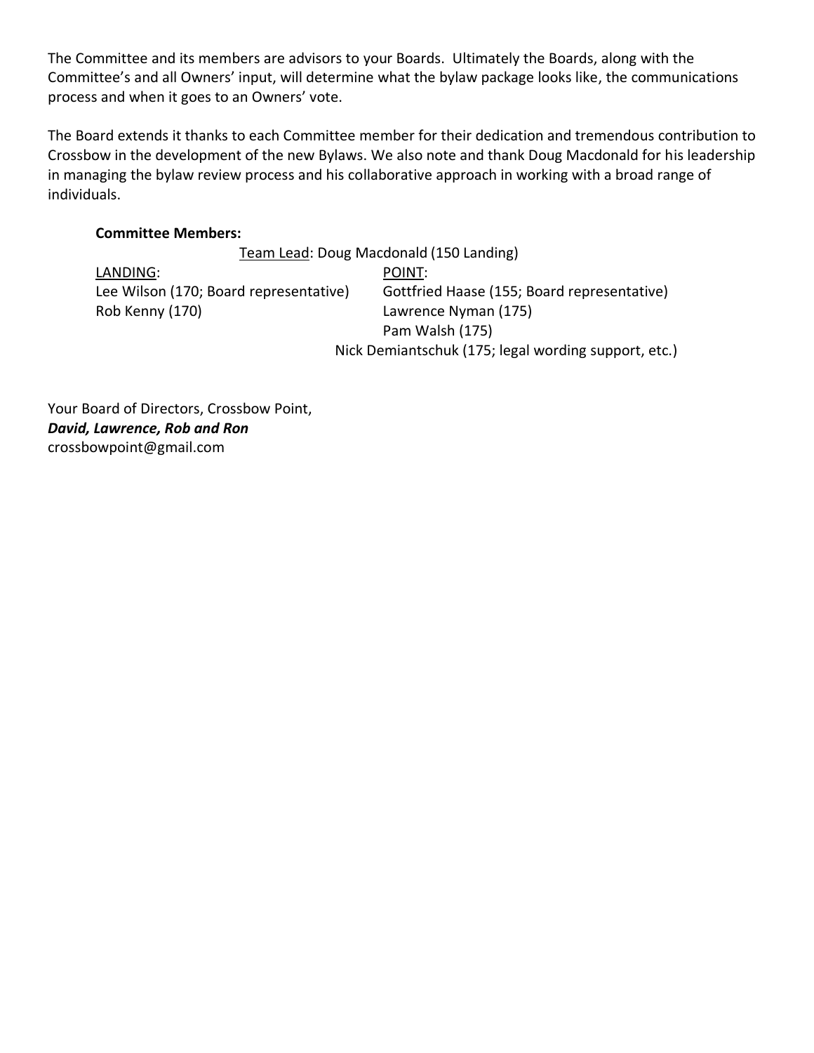The Committee and its members are advisors to your Boards. Ultimately the Boards, along with the Committee's and all Owners' input, will determine what the bylaw package looks like, the communications process and when it goes to an Owners' vote.

The Board extends it thanks to each Committee member for their dedication and tremendous contribution to Crossbow in the development of the new Bylaws. We also note and thank Doug Macdonald for his leadership in managing the bylaw review process and his collaborative approach in working with a broad range of individuals.

**Committee Members:**

Team Lead: Doug Macdonald (150 Landing)

LANDING:
- Lee Wilson (170; Board representative)
- Rob Kenny (170)

POINT:
- Gottfried Haase (155; Board representative)
- Lawrence Nyman (175)
- Pam Walsh (175)

Nick Demiantschuk (175; legal wording support, etc.)

Your Board of Directors, Crossbow Point,
***David, Lawrence, Rob and Ron***
crossbowpoint@gmail.com